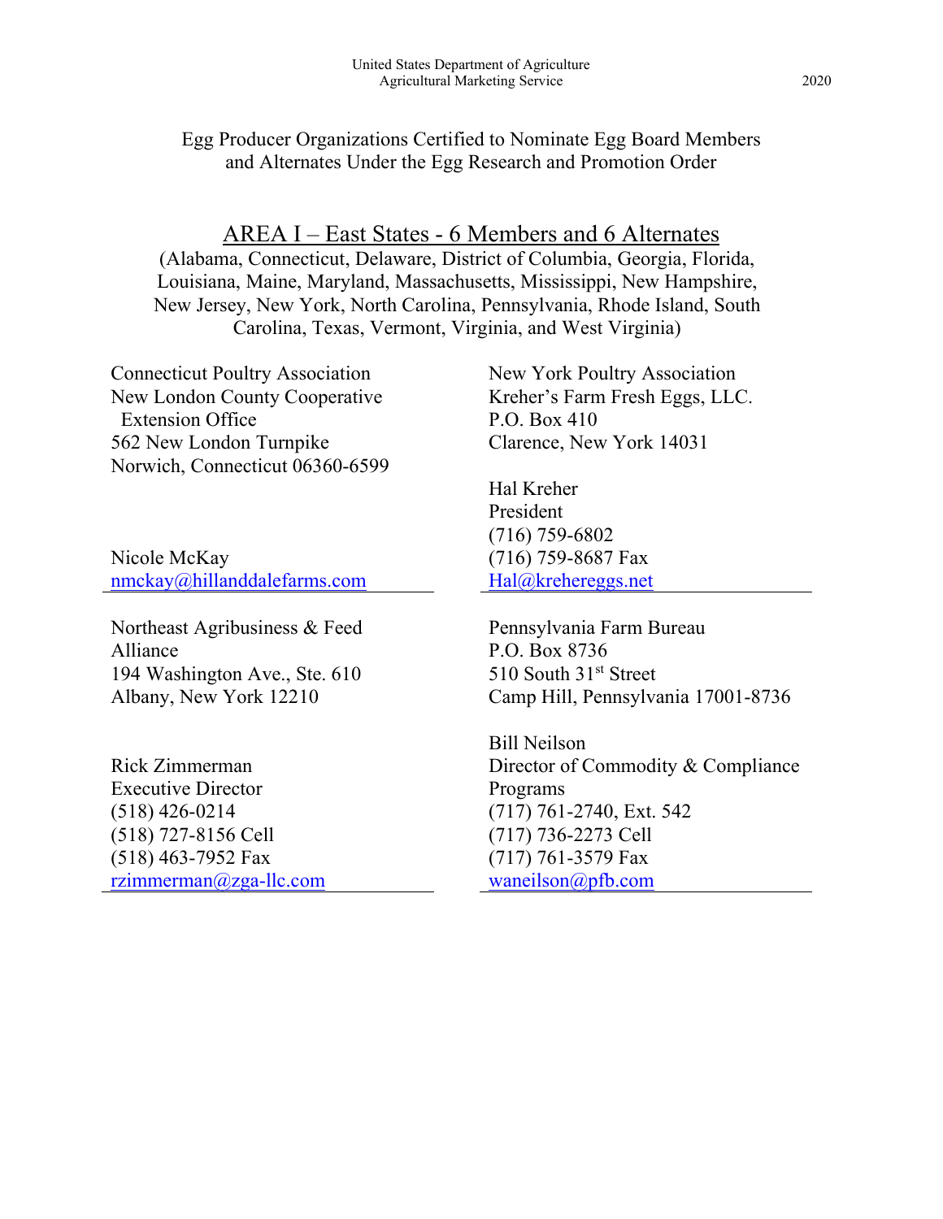United States Department of Agriculture
Agricultural Marketing Service

2020

# Egg Producer Organizations Certified to Nominate Egg Board Members and Alternates Under the Egg Research and Promotion Order

## AREA I – East States - 6 Members and 6 Alternates

(Alabama, Connecticut, Delaware, District of Columbia, Georgia, Florida, Louisiana, Maine, Maryland, Massachusetts, Mississippi, New Hampshire, New Jersey, New York, North Carolina, Pennsylvania, Rhode Island, South Carolina, Texas, Vermont, Virginia, and West Virginia)

Connecticut Poultry Association
New London County Cooperative
Extension Office
562 New London Turnpike
Norwich, Connecticut 06360-6599

Nicole McKay
nmckay@hillanddalefarms.com

---

New York Poultry Association
Kreher's Farm Fresh Eggs, LLC.
P.O. Box 410
Clarence, New York 14031

Hal Kreher
President
(716) 759-6802
(716) 759-8687 Fax
Hal@krehereggs.net

---

Northeast Agribusiness & Feed Alliance
194 Washington Ave., Ste. 610
Albany, New York 12210

Rick Zimmerman
Executive Director
(518) 426-0214
(518) 727-8156 Cell
(518) 463-7952 Fax
rzimmerman@zga-llc.com

---

Pennsylvania Farm Bureau
P.O. Box 8736
510 South 31st Street
Camp Hill, Pennsylvania 17001-8736

Bill Neilson
Director of Commodity & Compliance Programs
(717) 761-2740, Ext. 542
(717) 736-2273 Cell
(717) 761-3579 Fax
waneilson@pfb.com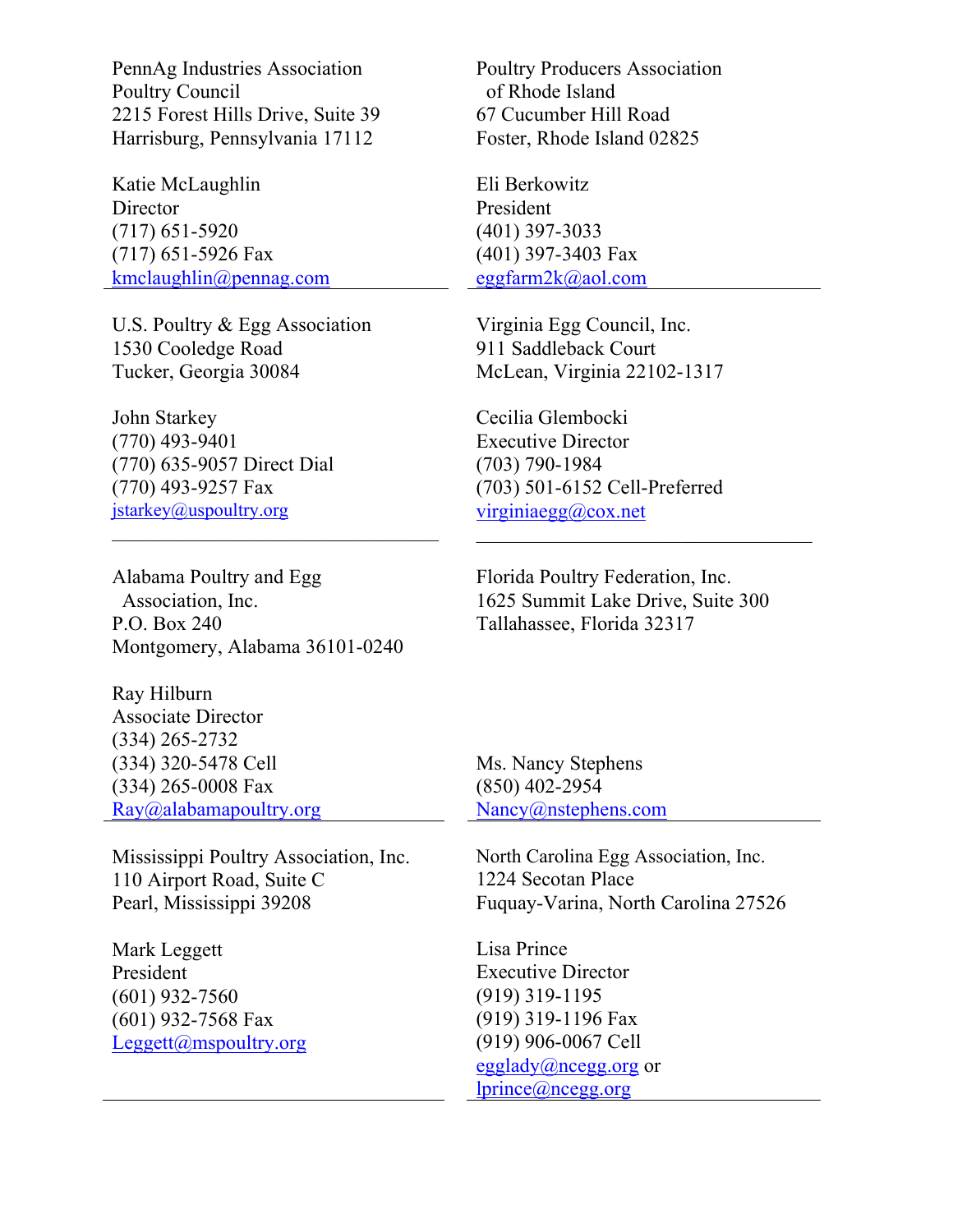PennAg Industries Association
Poultry Council
2215 Forest Hills Drive, Suite 39
Harrisburg, Pennsylvania 17112

Katie McLaughlin
Director
(717) 651-5920
(717) 651-5926 Fax
kmclaughlin@pennag.com

---

Poultry Producers Association
of Rhode Island
67 Cucumber Hill Road
Foster, Rhode Island 02825

Eli Berkowitz
President
(401) 397-3033
(401) 397-3403 Fax
eggfarm2k@aol.com

---

U.S. Poultry & Egg Association
1530 Cooledge Road
Tucker, Georgia 30084

John Starkey
(770) 493-9401
(770) 635-9057 Direct Dial
(770) 493-9257 Fax
jstarkey@uspoultry.org

---

Virginia Egg Council, Inc.
911 Saddleback Court
McLean, Virginia 22102-1317

Cecilia Glembocki
Executive Director
(703) 790-1984
(703) 501-6152 Cell-Preferred
virginiaegg@cox.net

---

Alabama Poultry and Egg
Association, Inc.
P.O. Box 240
Montgomery, Alabama 36101-0240

Ray Hilburn
Associate Director
(334) 265-2732
(334) 320-5478 Cell
(334) 265-0008 Fax
Ray@alabamapoultry.org

---

Florida Poultry Federation, Inc.
1625 Summit Lake Drive, Suite 300
Tallahassee, Florida 32317

Ms. Nancy Stephens
(850) 402-2954
Nancy@nstephens.com

---

Mississippi Poultry Association, Inc.
110 Airport Road, Suite C
Pearl, Mississippi 39208

Mark Leggett
President
(601) 932-7560
(601) 932-7568 Fax
Leggett@mspoultry.org

---

North Carolina Egg Association, Inc.
1224 Secotan Place
Fuquay-Varina, North Carolina 27526

Lisa Prince
Executive Director
(919) 319-1195
(919) 319-1196 Fax
(919) 906-0067 Cell
egglady@ncegg.org or
lprince@ncegg.org

---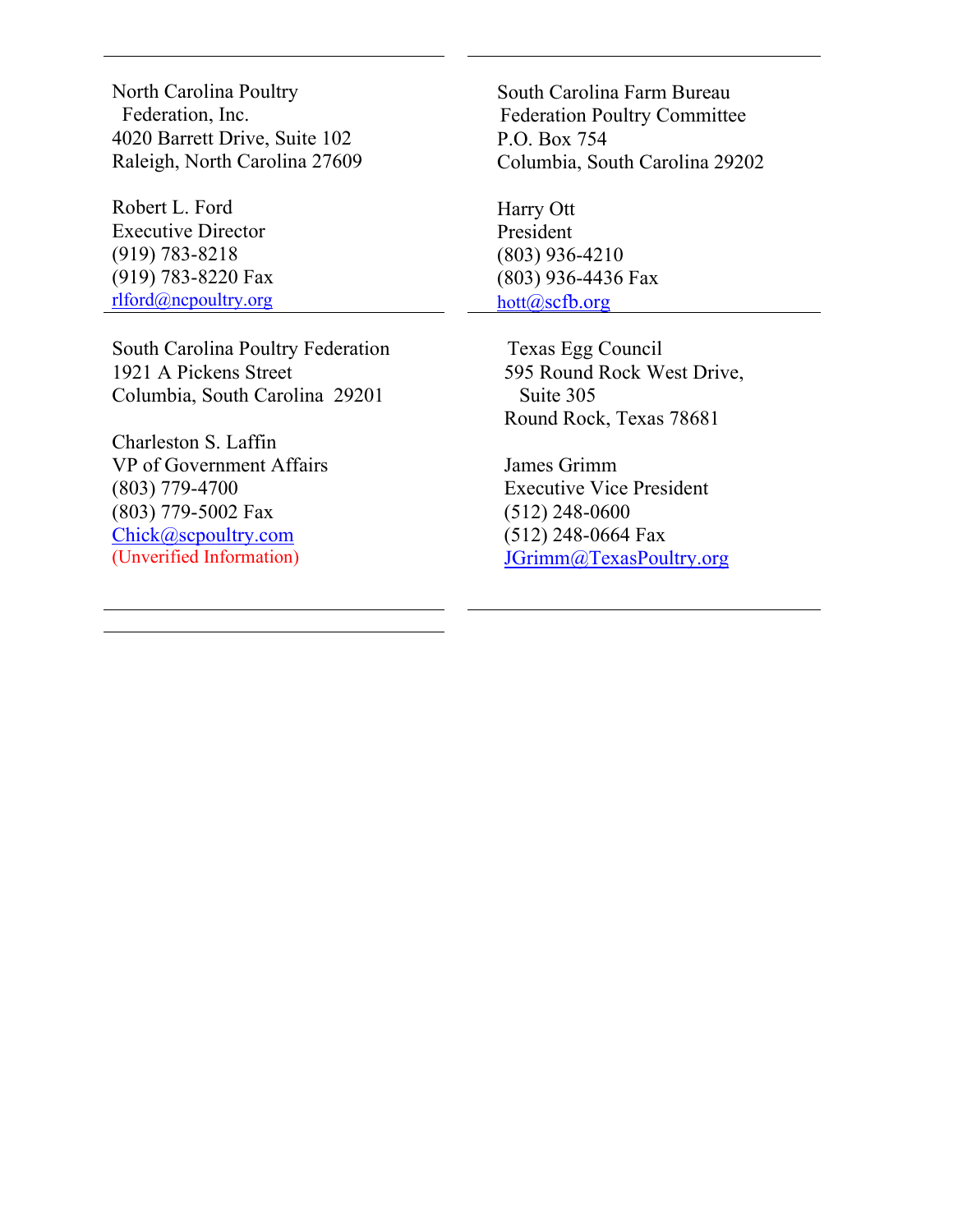North Carolina Poultry
Federation, Inc.
4020 Barrett Drive, Suite 102
Raleigh, North Carolina 27609

Robert L. Ford
Executive Director
(919) 783-8218
(919) 783-8220 Fax
rlford@ncpoultry.org

---

South Carolina Farm Bureau
Federation Poultry Committee
P.O. Box 754
Columbia, South Carolina 29202

Harry Ott
President
(803) 936-4210
(803) 936-4436 Fax
hott@scfb.org

---

South Carolina Poultry Federation
1921 A Pickens Street
Columbia, South Carolina 29201

Charleston S. Laffin
VP of Government Affairs
(803) 779-4700
(803) 779-5002 Fax
Chick@scpoultry.com
(Unverified Information)

---

Texas Egg Council
595 Round Rock West Drive,
Suite 305
Round Rock, Texas 78681

James Grimm
Executive Vice President
(512) 248-0600
(512) 248-0664 Fax
JGrimm@TexasPoultry.org